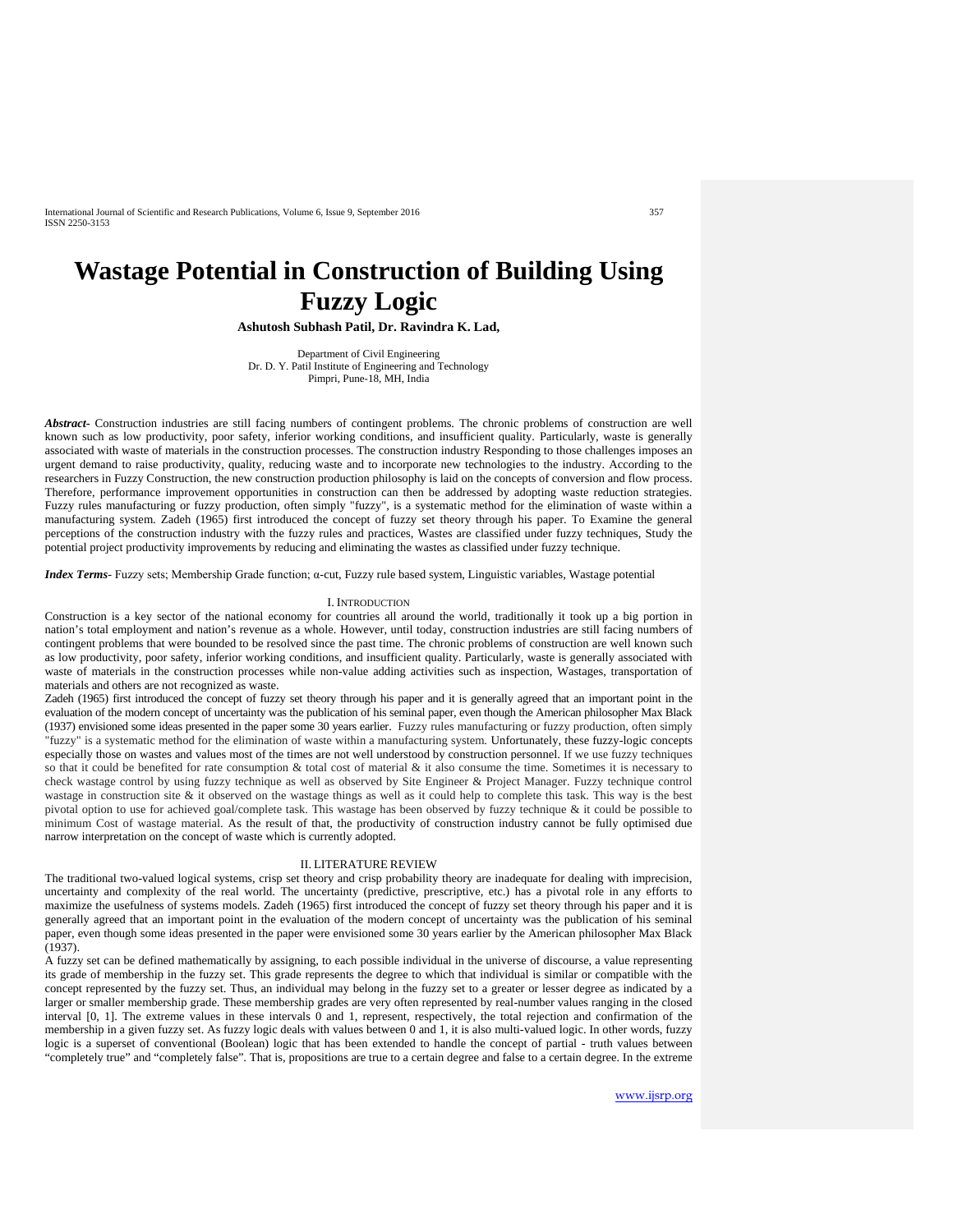# Wastage Potential in Construction of Building Using Fuzzy Logic

**Ashutosh Subhash Patil, Dr. Ravindra K. Lad,**

Department of Civil Engineering
Dr. D. Y. Patil Institute of Engineering and Technology
Pimpri, Pune-18, MH, India

***Abstract***- Construction industries are still facing numbers of contingent problems. The chronic problems of construction are well known such as low productivity, poor safety, inferior working conditions, and insufficient quality. Particularly, waste is generally associated with waste of materials in the construction processes. The construction industry Responding to those challenges imposes an urgent demand to raise productivity, quality, reducing waste and to incorporate new technologies to the industry. According to the researchers in Fuzzy Construction, the new construction production philosophy is laid on the concepts of conversion and flow process. Therefore, performance improvement opportunities in construction can then be addressed by adopting waste reduction strategies. Fuzzy rules manufacturing or fuzzy production, often simply "fuzzy", is a systematic method for the elimination of waste within a manufacturing system. Zadeh (1965) first introduced the concept of fuzzy set theory through his paper. To Examine the general perceptions of the construction industry with the fuzzy rules and practices, Wastes are classified under fuzzy techniques, Study the potential project productivity improvements by reducing and eliminating the wastes as classified under fuzzy technique.

***Index Terms***- Fuzzy sets; Membership Grade function; α-cut, Fuzzy rule based system, Linguistic variables, Wastage potential

## I. Introduction

Construction is a key sector of the national economy for countries all around the world, traditionally it took up a big portion in nation's total employment and nation's revenue as a whole. However, until today, construction industries are still facing numbers of contingent problems that were bounded to be resolved since the past time. The chronic problems of construction are well known such as low productivity, poor safety, inferior working conditions, and insufficient quality. Particularly, waste is generally associated with waste of materials in the construction processes while non-value adding activities such as inspection, Wastages, transportation of materials and others are not recognized as waste.

Zadeh (1965) first introduced the concept of fuzzy set theory through his paper and it is generally agreed that an important point in the evaluation of the modern concept of uncertainty was the publication of his seminal paper, even though the American philosopher Max Black (1937) envisioned some ideas presented in the paper some 30 years earlier. Fuzzy rules manufacturing or fuzzy production, often simply "fuzzy" is a systematic method for the elimination of waste within a manufacturing system. Unfortunately, these fuzzy-logic concepts especially those on wastes and values most of the times are not well understood by construction personnel. If we use fuzzy techniques so that it could be benefited for rate consumption & total cost of material & it also consume the time. Sometimes it is necessary to check wastage control by using fuzzy technique as well as observed by Site Engineer & Project Manager. Fuzzy technique control wastage in construction site & it observed on the wastage things as well as it could help to complete this task. This way is the best pivotal option to use for achieved goal/complete task. This wastage has been observed by fuzzy technique & it could be possible to minimum Cost of wastage material. As the result of that, the productivity of construction industry cannot be fully optimised due narrow interpretation on the concept of waste which is currently adopted.

## II. Literature Review

The traditional two-valued logical systems, crisp set theory and crisp probability theory are inadequate for dealing with imprecision, uncertainty and complexity of the real world. The uncertainty (predictive, prescriptive, etc.) has a pivotal role in any efforts to maximize the usefulness of systems models. Zadeh (1965) first introduced the concept of fuzzy set theory through his paper and it is generally agreed that an important point in the evaluation of the modern concept of uncertainty was the publication of his seminal paper, even though some ideas presented in the paper were envisioned some 30 years earlier by the American philosopher Max Black (1937).

A fuzzy set can be defined mathematically by assigning, to each possible individual in the universe of discourse, a value representing its grade of membership in the fuzzy set. This grade represents the degree to which that individual is similar or compatible with the concept represented by the fuzzy set. Thus, an individual may belong in the fuzzy set to a greater or lesser degree as indicated by a larger or smaller membership grade. These membership grades are very often represented by real-number values ranging in the closed interval [0, 1]. The extreme values in these intervals 0 and 1, represent, respectively, the total rejection and confirmation of the membership in a given fuzzy set. As fuzzy logic deals with values between 0 and 1, it is also multi-valued logic. In other words, fuzzy logic is a superset of conventional (Boolean) logic that has been extended to handle the concept of partial - truth values between "completely true" and "completely false". That is, propositions are true to a certain degree and false to a certain degree. In the extreme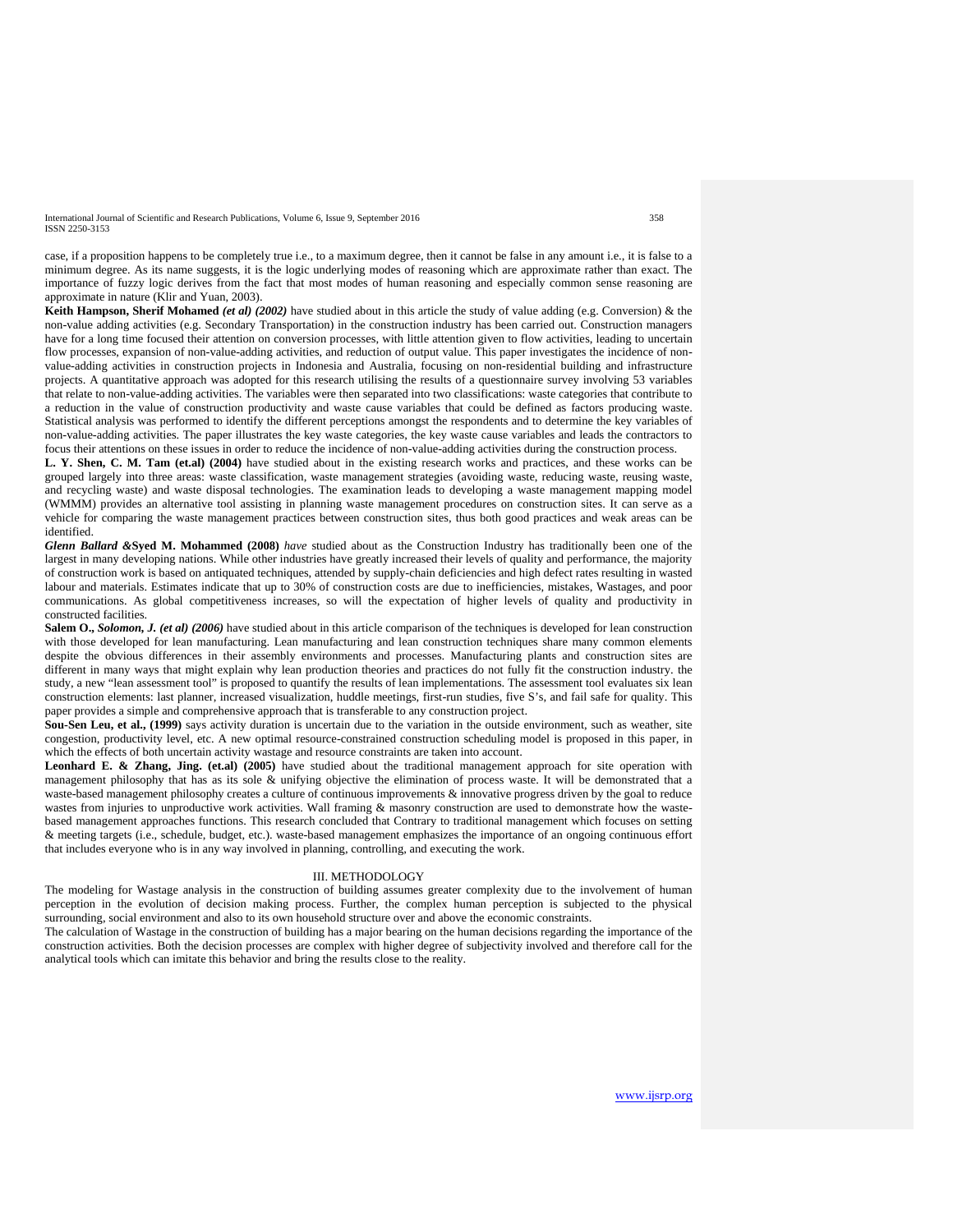case, if a proposition happens to be completely true i.e., to a maximum degree, then it cannot be false in any amount i.e., it is false to a minimum degree. As its name suggests, it is the logic underlying modes of reasoning which are approximate rather than exact. The importance of fuzzy logic derives from the fact that most modes of human reasoning and especially common sense reasoning are approximate in nature (Klir and Yuan, 2003).

**Keith Hampson, Sherif Mohamed *(et al) (2002)*** have studied about in this article the study of value adding (e.g. Conversion) & the non-value adding activities (e.g. Secondary Transportation) in the construction industry has been carried out. Construction managers have for a long time focused their attention on conversion processes, with little attention given to flow activities, leading to uncertain flow processes, expansion of non-value-adding activities, and reduction of output value. This paper investigates the incidence of non-value-adding activities in construction projects in Indonesia and Australia, focusing on non-residential building and infrastructure projects. A quantitative approach was adopted for this research utilising the results of a questionnaire survey involving 53 variables that relate to non-value-adding activities. The variables were then separated into two classifications: waste categories that contribute to a reduction in the value of construction productivity and waste cause variables that could be defined as factors producing waste. Statistical analysis was performed to identify the different perceptions amongst the respondents and to determine the key variables of non-value-adding activities. The paper illustrates the key waste categories, the key waste cause variables and leads the contractors to focus their attentions on these issues in order to reduce the incidence of non-value-adding activities during the construction process.

**L. Y. Shen, C. M. Tam (et.al) (2004)** have studied about in the existing research works and practices, and these works can be grouped largely into three areas: waste classification, waste management strategies (avoiding waste, reducing waste, reusing waste, and recycling waste) and waste disposal technologies. The examination leads to developing a waste management mapping model (WMMM) provides an alternative tool assisting in planning waste management procedures on construction sites. It can serve as a vehicle for comparing the waste management practices between construction sites, thus both good practices and weak areas can be identified.

***Glenn Ballard* &Syed M. Mohammed (2008)** *have* studied about as the Construction Industry has traditionally been one of the largest in many developing nations. While other industries have greatly increased their levels of quality and performance, the majority of construction work is based on antiquated techniques, attended by supply-chain deficiencies and high defect rates resulting in wasted labour and materials. Estimates indicate that up to 30% of construction costs are due to inefficiencies, mistakes, Wastages, and poor communications. As global competitiveness increases, so will the expectation of higher levels of quality and productivity in constructed facilities.

**Salem O., *Solomon, J. (et al) (2006)*** have studied about in this article comparison of the techniques is developed for lean construction with those developed for lean manufacturing. Lean manufacturing and lean construction techniques share many common elements despite the obvious differences in their assembly environments and processes. Manufacturing plants and construction sites are different in many ways that might explain why lean production theories and practices do not fully fit the construction industry. the study, a new "lean assessment tool" is proposed to quantify the results of lean implementations. The assessment tool evaluates six lean construction elements: last planner, increased visualization, huddle meetings, first-run studies, five S's, and fail safe for quality. This paper provides a simple and comprehensive approach that is transferable to any construction project.

**Sou-Sen Leu, et al., (1999)** says activity duration is uncertain due to the variation in the outside environment, such as weather, site congestion, productivity level, etc. A new optimal resource-constrained construction scheduling model is proposed in this paper, in which the effects of both uncertain activity wastage and resource constraints are taken into account.

**Leonhard E. & Zhang, Jing. (et.al) (2005)** have studied about the traditional management approach for site operation with management philosophy that has as its sole & unifying objective the elimination of process waste. It will be demonstrated that a waste-based management philosophy creates a culture of continuous improvements & innovative progress driven by the goal to reduce wastes from injuries to unproductive work activities. Wall framing & masonry construction are used to demonstrate how the waste-based management approaches functions. This research concluded that Contrary to traditional management which focuses on setting & meeting targets (i.e., schedule, budget, etc.). waste-based management emphasizes the importance of an ongoing continuous effort that includes everyone who is in any way involved in planning, controlling, and executing the work.

## III. METHODOLOGY

The modeling for Wastage analysis in the construction of building assumes greater complexity due to the involvement of human perception in the evolution of decision making process. Further, the complex human perception is subjected to the physical surrounding, social environment and also to its own household structure over and above the economic constraints.

The calculation of Wastage in the construction of building has a major bearing on the human decisions regarding the importance of the construction activities. Both the decision processes are complex with higher degree of subjectivity involved and therefore call for the analytical tools which can imitate this behavior and bring the results close to the reality.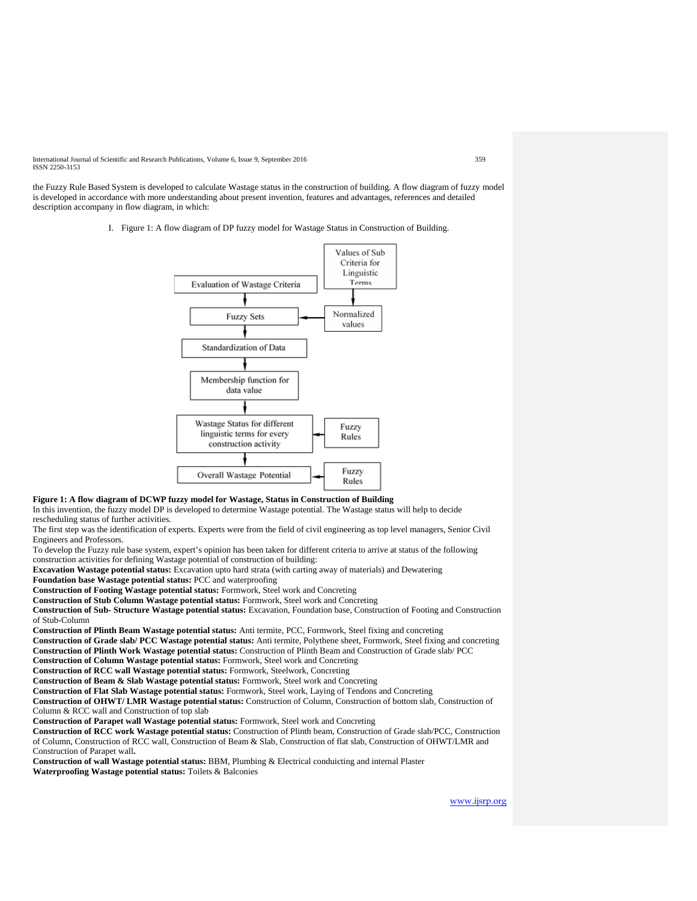the Fuzzy Rule Based System is developed to calculate Wastage status in the construction of building. A flow diagram of fuzzy model is developed in accordance with more understanding about present invention, features and advantages, references and detailed description accompany in flow diagram, in which:

I. Figure 1: A flow diagram of DP fuzzy model for Wastage Status in Construction of Building.

**Figure 1: A flow diagram of DCWP fuzzy model for Wastage, Status in Construction of Building**

In this invention, the fuzzy model DP is developed to determine Wastage potential. The Wastage status will help to decide rescheduling status of further activities.

The first step was the identification of experts. Experts were from the field of civil engineering as top level managers, Senior Civil Engineers and Professors.

To develop the Fuzzy rule base system, expert's opinion has been taken for different criteria to arrive at status of the following construction activities for defining Wastage potential of construction of building:

**Excavation Wastage potential status:** Excavation upto hard strata (with carting away of materials) and Dewatering

**Foundation base Wastage potential status:** PCC and waterproofing

**Construction of Footing Wastage potential status:** Formwork, Steel work and Concreting

**Construction of Stub Column Wastage potential status:** Formwork, Steel work and Concreting

**Construction of Sub- Structure Wastage potential status:** Excavation, Foundation base, Construction of Footing and Construction of Stub-Column

**Construction of Plinth Beam Wastage potential status:** Anti termite, PCC, Formwork, Steel fixing and concreting

**Construction of Grade slab/ PCC Wastage potential status:** Anti termite, Polythene sheet, Formwork, Steel fixing and concreting

**Construction of Plinth Work Wastage potential status:** Construction of Plinth Beam and Construction of Grade slab/ PCC

**Construction of Column Wastage potential status:** Formwork, Steel work and Concreting

**Construction of RCC wall Wastage potential status:** Formwork, Steelwork, Concreting

**Construction of Beam & Slab Wastage potential status:** Formwork, Steel work and Concreting

**Construction of Flat Slab Wastage potential status:** Formwork, Steel work, Laying of Tendons and Concreting

**Construction of OHWT/ LMR Wastage potential status:** Construction of Column, Construction of bottom slab, Construction of Column & RCC wall and Construction of top slab

**Construction of Parapet wall Wastage potential status:** Formwork, Steel work and Concreting

**Construction of RCC work Wastage potential status:** Construction of Plinth beam, Construction of Grade slab/PCC, Construction of Column, Construction of RCC wall, Construction of Beam & Slab, Construction of flat slab, Construction of OHWT/LMR and Construction of Parapet wall**.**

**Construction of wall Wastage potential status:** BBM, Plumbing & Electrical conduicting and internal Plaster

**Waterproofing Wastage potential status:** Toilets & Balconies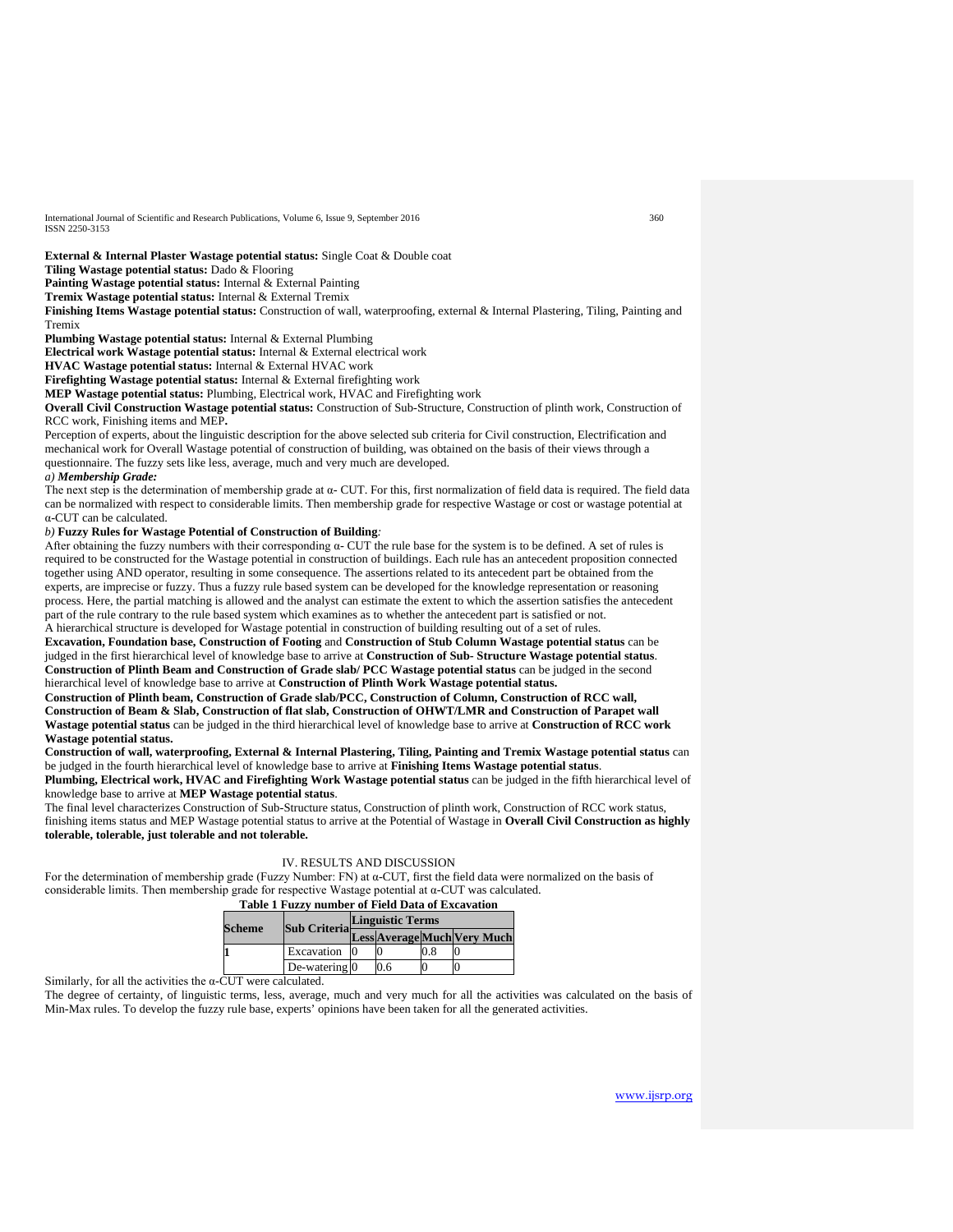**External & Internal Plaster Wastage potential status:** Single Coat & Double coat

**Tiling Wastage potential status:** Dado & Flooring

**Painting Wastage potential status:** Internal & External Painting

**Tremix Wastage potential status:** Internal & External Tremix

**Finishing Items Wastage potential status:** Construction of wall, waterproofing, external & Internal Plastering, Tiling, Painting and Tremix

**Plumbing Wastage potential status:** Internal & External Plumbing

**Electrical work Wastage potential status:** Internal & External electrical work

**HVAC Wastage potential status:** Internal & External HVAC work

**Firefighting Wastage potential status:** Internal & External firefighting work

**MEP Wastage potential status:** Plumbing, Electrical work, HVAC and Firefighting work

**Overall Civil Construction Wastage potential status:** Construction of Sub-Structure, Construction of plinth work, Construction of RCC work, Finishing items and MEP**.**

Perception of experts, about the linguistic description for the above selected sub criteria for Civil construction, Electrification and mechanical work for Overall Wastage potential of construction of building, was obtained on the basis of their views through a questionnaire. The fuzzy sets like less, average, much and very much are developed.

*a)* ***Membership Grade:***

The next step is the determination of membership grade at α- CUT. For this, first normalization of field data is required. The field data can be normalized with respect to considerable limits. Then membership grade for respective Wastage or cost or wastage potential at α-CUT can be calculated.

*b)* **Fuzzy Rules for Wastage Potential of Construction of Building***:*

After obtaining the fuzzy numbers with their corresponding α- CUT the rule base for the system is to be defined. A set of rules is required to be constructed for the Wastage potential in construction of buildings. Each rule has an antecedent proposition connected together using AND operator, resulting in some consequence. The assertions related to its antecedent part be obtained from the experts, are imprecise or fuzzy. Thus a fuzzy rule based system can be developed for the knowledge representation or reasoning process. Here, the partial matching is allowed and the analyst can estimate the extent to which the assertion satisfies the antecedent part of the rule contrary to the rule based system which examines as to whether the antecedent part is satisfied or not.

A hierarchical structure is developed for Wastage potential in construction of building resulting out of a set of rules.

**Excavation, Foundation base, Construction of Footing** and **Construction of Stub Column Wastage potential status** can be judged in the first hierarchical level of knowledge base to arrive at **Construction of Sub- Structure Wastage potential status**.

**Construction of Plinth Beam and Construction of Grade slab/ PCC Wastage potential status** can be judged in the second hierarchical level of knowledge base to arrive at **Construction of Plinth Work Wastage potential status.**

**Construction of Plinth beam, Construction of Grade slab/PCC, Construction of Column, Construction of RCC wall, Construction of Beam & Slab, Construction of flat slab, Construction of OHWT/LMR and Construction of Parapet wall Wastage potential status** can be judged in the third hierarchical level of knowledge base to arrive at **Construction of RCC work Wastage potential status.**

**Construction of wall, waterproofing, External & Internal Plastering, Tiling, Painting and Tremix Wastage potential status** can be judged in the fourth hierarchical level of knowledge base to arrive at **Finishing Items Wastage potential status**.

**Plumbing, Electrical work, HVAC and Firefighting Work Wastage potential status** can be judged in the fifth hierarchical level of knowledge base to arrive at **MEP Wastage potential status**.

The final level characterizes Construction of Sub-Structure status, Construction of plinth work, Construction of RCC work status, finishing items status and MEP Wastage potential status to arrive at the Potential of Wastage in **Overall Civil Construction as highly tolerable, tolerable, just tolerable and not tolerable.**

## IV. RESULTS AND DISCUSSION

For the determination of membership grade (Fuzzy Number: FN) at α-CUT, first the field data were normalized on the basis of considerable limits. Then membership grade for respective Wastage potential at α-CUT was calculated.

**Table 1 Fuzzy number of Field Data of Excavation**

| Scheme | Sub Criteria | Linguistic Terms | | | |
|---|---|---|---|---|---|
| | | Less | Average | Much | Very Much |
| 1 | Excavation | 0 | 0 | 0.8 | 0 |
| | De-watering | 0 | 0.6 | 0 | 0 |

Similarly, for all the activities the α-CUT were calculated.

The degree of certainty, of linguistic terms, less, average, much and very much for all the activities was calculated on the basis of Min-Max rules. To develop the fuzzy rule base, experts' opinions have been taken for all the generated activities.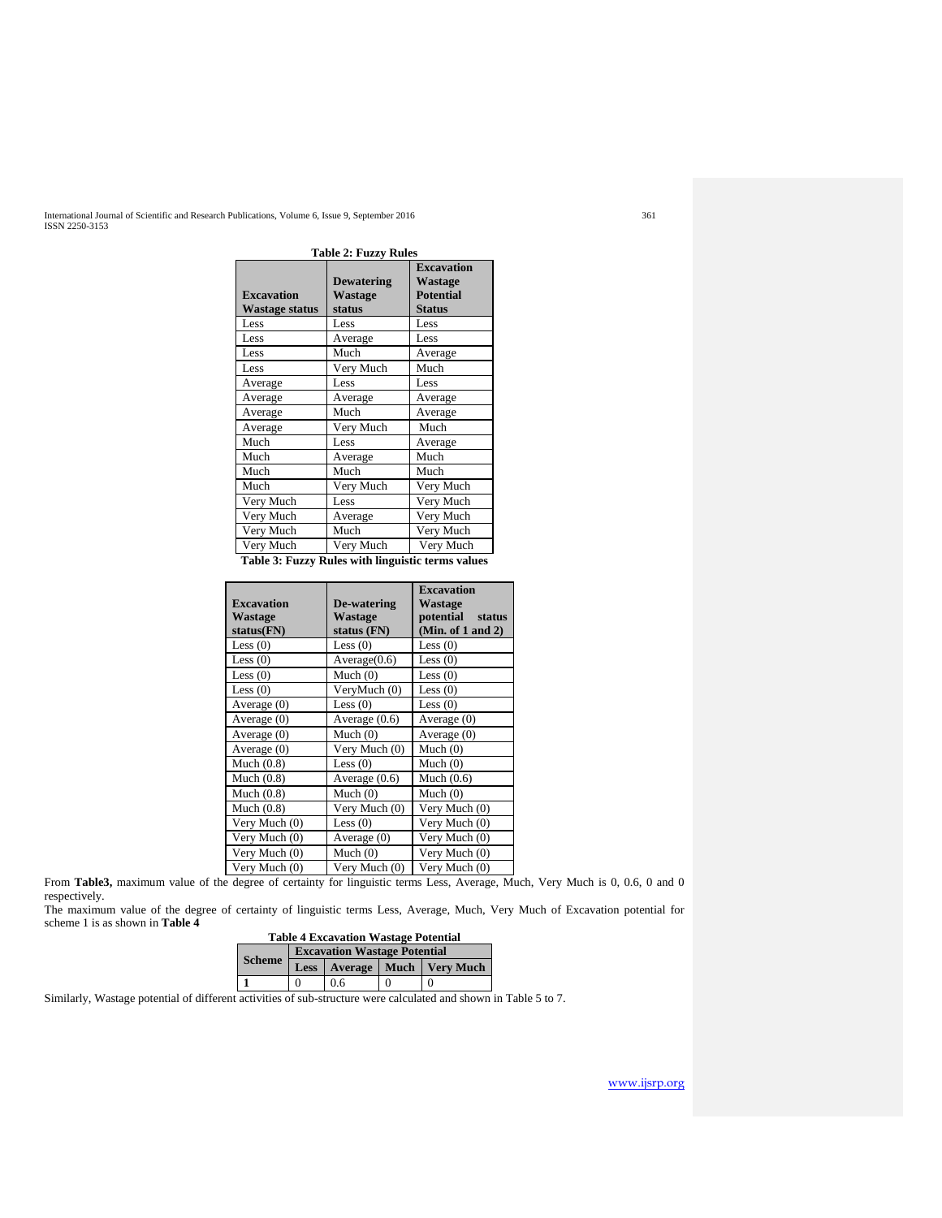**Table 2: Fuzzy Rules**

| Excavation Wastage status | Dewatering Wastage status | Excavation Wastage Potential Status |
|---|---|---|
| Less | Less | Less |
| Less | Average | Less |
| Less | Much | Average |
| Less | Very Much | Much |
| Average | Less | Less |
| Average | Average | Average |
| Average | Much | Average |
| Average | Very Much | Much |
| Much | Less | Average |
| Much | Average | Much |
| Much | Much | Much |
| Much | Very Much | Very Much |
| Very Much | Less | Very Much |
| Very Much | Average | Very Much |
| Very Much | Much | Very Much |
| Very Much | Very Much | Very Much |

**Table 3: Fuzzy Rules with linguistic terms values**

| Excavation Wastage status(FN) | De-watering Wastage status (FN) | Excavation Wastage potential status (Min. of 1 and 2) |
|---|---|---|
| Less (0) | Less (0) | Less (0) |
| Less (0) | Average(0.6) | Less (0) |
| Less (0) | Much (0) | Less (0) |
| Less (0) | VeryMuch (0) | Less (0) |
| Average (0) | Less (0) | Less (0) |
| Average (0) | Average (0.6) | Average (0) |
| Average (0) | Much (0) | Average (0) |
| Average (0) | Very Much (0) | Much (0) |
| Much (0.8) | Less (0) | Much (0) |
| Much (0.8) | Average (0.6) | Much (0.6) |
| Much (0.8) | Much (0) | Much (0) |
| Much (0.8) | Very Much (0) | Very Much (0) |
| Very Much (0) | Less (0) | Very Much (0) |
| Very Much (0) | Average (0) | Very Much (0) |
| Very Much (0) | Much (0) | Very Much (0) |
| Very Much (0) | Very Much (0) | Very Much (0) |

From **Table3,** maximum value of the degree of certainty for linguistic terms Less, Average, Much, Very Much is 0, 0.6, 0 and 0 respectively.

The maximum value of the degree of certainty of linguistic terms Less, Average, Much, Very Much of Excavation potential for scheme 1 is as shown in **Table 4**

**Table 4 Excavation Wastage Potential**

| Scheme | Excavation Wastage Potential | | | |
|---|---|---|---|---|
| | Less | Average | Much | Very Much |
| **1** | 0 | 0.6 | 0 | 0 |

Similarly, Wastage potential of different activities of sub-structure were calculated and shown in Table 5 to 7.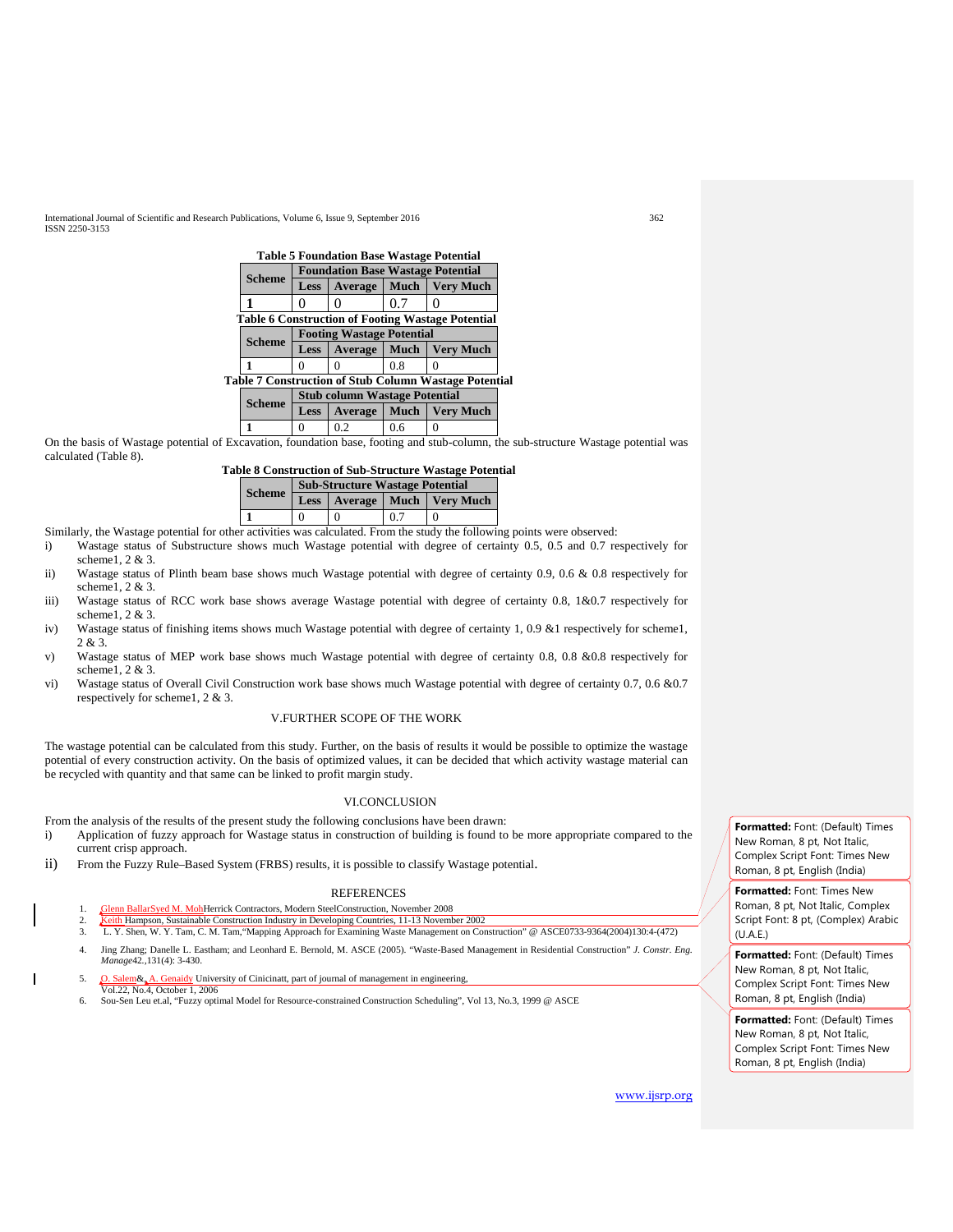**Table 5 Foundation Base Wastage Potential**

| Scheme | Foundation Base Wastage Potential | | | |
|---|---|---|---|---|
| | Less | Average | Much | Very Much |
| **1** | 0 | 0 | 0.7 | 0 |

**Table 6 Construction of Footing Wastage Potential**

| Scheme | Footing Wastage Potential | | | |
|---|---|---|---|---|
| | Less | Average | Much | Very Much |
| **1** | 0 | 0 | 0.8 | 0 |

**Table 7 Construction of Stub Column Wastage Potential**

| Scheme | Stub column Wastage Potential | | | |
|---|---|---|---|---|
| | Less | Average | Much | Very Much |
| **1** | 0 | 0.2 | 0.6 | 0 |

On the basis of Wastage potential of Excavation, foundation base, footing and stub-column, the sub-structure Wastage potential was calculated (Table 8).

**Table 8 Construction of Sub-Structure Wastage Potential**

| Scheme | Sub-Structure Wastage Potential | | | |
|---|---|---|---|---|
| | Less | Average | Much | Very Much |
| **1** | 0 | 0 | 0.7 | 0 |

Similarly, the Wastage potential for other activities was calculated. From the study the following points were observed:

i) Wastage status of Substructure shows much Wastage potential with degree of certainty 0.5, 0.5 and 0.7 respectively for scheme1, 2 & 3.

ii) Wastage status of Plinth beam base shows much Wastage potential with degree of certainty 0.9, 0.6 & 0.8 respectively for scheme1, 2 & 3.

iii) Wastage status of RCC work base shows average Wastage potential with degree of certainty 0.8, 1&0.7 respectively for scheme1, 2 & 3.

iv) Wastage status of finishing items shows much Wastage potential with degree of certainty 1, 0.9 &1 respectively for scheme1, 2 & 3.

v) Wastage status of MEP work base shows much Wastage potential with degree of certainty 0.8, 0.8 &0.8 respectively for scheme1, 2 & 3.

vi) Wastage status of Overall Civil Construction work base shows much Wastage potential with degree of certainty 0.7, 0.6 &0.7 respectively for scheme1, 2 & 3.

## V.FURTHER SCOPE OF THE WORK

The wastage potential can be calculated from this study. Further, on the basis of results it would be possible to optimize the wastage potential of every construction activity. On the basis of optimized values, it can be decided that which activity wastage material can be recycled with quantity and that same can be linked to profit margin study.

## VI.CONCLUSION

From the analysis of the results of the present study the following conclusions have been drawn:

i) Application of fuzzy approach for Wastage status in construction of building is found to be more appropriate compared to the current crisp approach.

ii) From the Fuzzy Rule–Based System (FRBS) results, it is possible to classify Wastage potential.

## REFERENCES

1. Glenn BallarSyed M. MohHerrick Contractors, Modern SteelConstruction, November 2008
2. Keith Hampson, Sustainable Construction Industry in Developing Countries, 11-13 November 2002
3. L. Y. Shen, W. Y. Tam, C. M. Tam,"Mapping Approach for Examining Waste Management on Construction" @ ASCE0733-9364(2004)130:4-(472)
4. Jing Zhang; Danelle L. Eastham; and Leonhard E. Bernold, M. ASCE (2005). "Waste-Based Management in Residential Construction" *J. Constr. Eng. Manage*42.,131(4): 3-430.
5. O. Salem&, A. Genaidy University of Cinicinatt, part of journal of management in engineering, Vol.22, No.4, October 1, 2006
6. Sou-Sen Leu et.al, "Fuzzy optimal Model for Resource-constrained Construction Scheduling", Vol 13, No.3, 1999 @ ASCE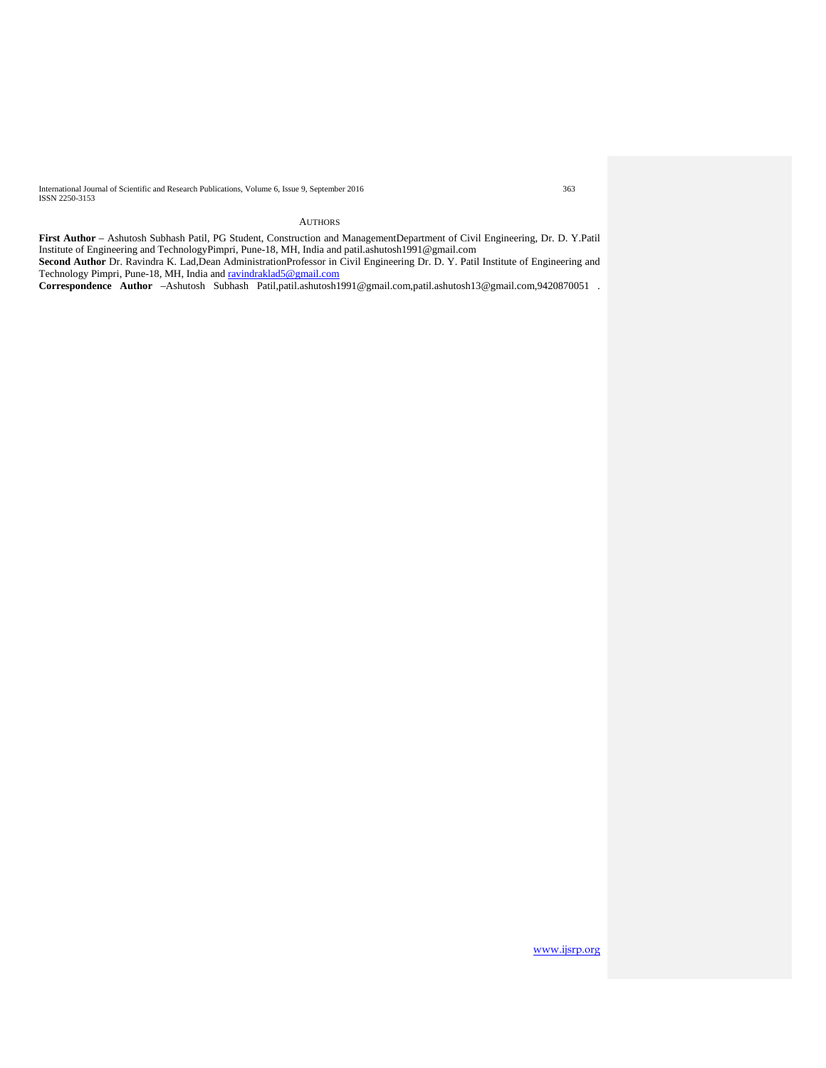## AUTHORS

**First Author** – Ashutosh Subhash Patil, PG Student, Construction and ManagementDepartment of Civil Engineering, Dr. D. Y.Patil Institute of Engineering and TechnologyPimpri, Pune-18, MH, India and patil.ashutosh1991@gmail.com

**Second Author** Dr. Ravindra K. Lad,Dean AdministrationProfessor in Civil Engineering Dr. D. Y. Patil Institute of Engineering and Technology Pimpri, Pune-18, MH, India and ravindraklad5@gmail.com

**Correspondence Author** –Ashutosh Subhash Patil,patil.ashutosh1991@gmail.com,patil.ashutosh13@gmail.com,9420870051 .